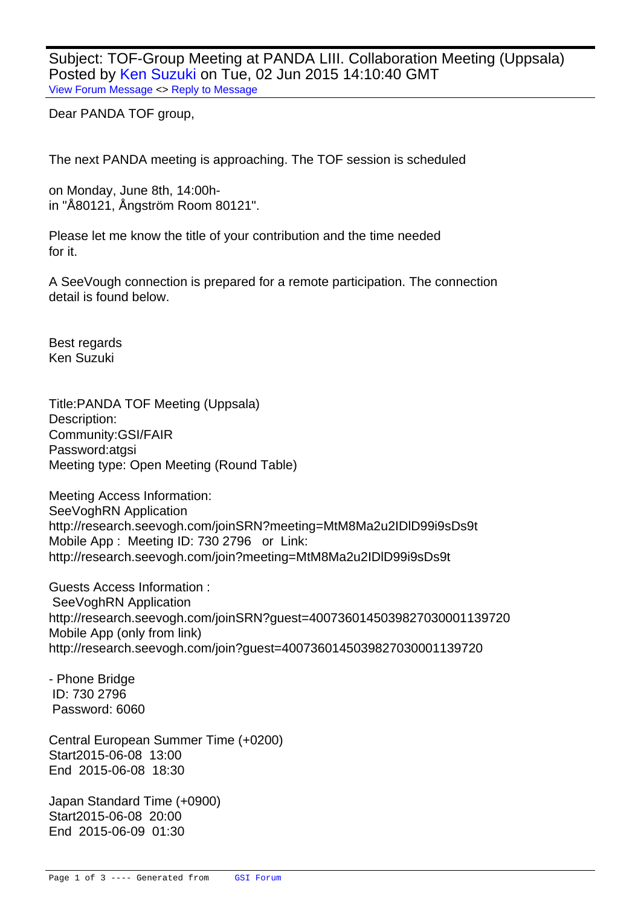Subject: TOF-Group Meeting at PANDA LIII. Collaboration Meeting (Uppsala)
Posted by Ken Suzuki on Tue, 02 Jun 2015 14:10:40 GMT
View Forum Message <> Reply to Message

Dear PANDA TOF group,

The next PANDA meeting is approaching. The TOF session is scheduled

on Monday, June 8th, 14:00h-
in "Å80121, Ångström Room 80121".

Please let me know the title of your contribution and the time needed
for it.

A SeeVough connection is prepared for a remote participation. The connection
detail is found below.

Best regards
Ken Suzuki

Title:PANDA TOF Meeting (Uppsala)
Description:
Community:GSI/FAIR
Password:atgsi
Meeting type: Open Meeting (Round Table)

Meeting Access Information:
SeeVoghRN Application
http://research.seevogh.com/joinSRN?meeting=MtM8Ma2u2IDlD99i9sDs9t
Mobile App : Meeting ID: 730 2796 or Link:
http://research.seevogh.com/join?meeting=MtM8Ma2u2IDlD99i9sDs9t

Guests Access Information :
SeeVoghRN Application
http://research.seevogh.com/joinSRN?guest=4007360145039827030001139720
Mobile App (only from link)
http://research.seevogh.com/join?guest=4007360145039827030001139720

- Phone Bridge
ID: 730 2796
Password: 6060

Central European Summer Time (+0200)
Start2015-06-08 13:00
End 2015-06-08 18:30

Japan Standard Time (+0900)
Start2015-06-08 20:00
End 2015-06-09 01:30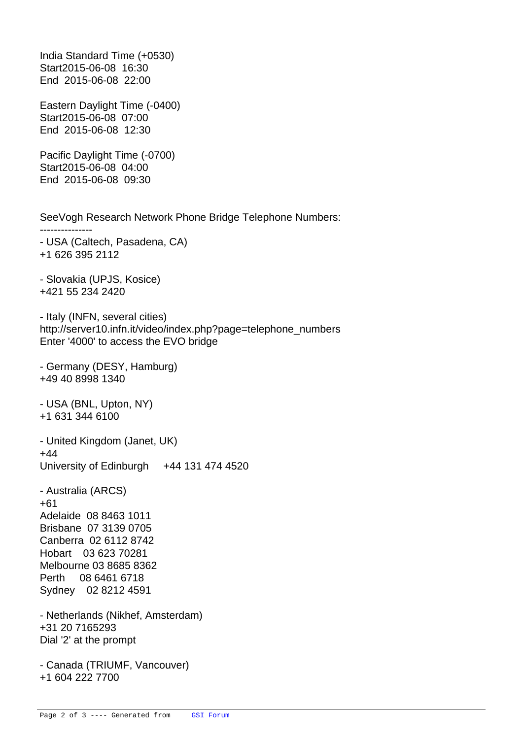India Standard Time (+0530)
Start2015-06-08  16:30
End  2015-06-08  22:00

Eastern Daylight Time (-0400)
Start2015-06-08  07:00
End  2015-06-08  12:30

Pacific Daylight Time (-0700)
Start2015-06-08  04:00
End  2015-06-08  09:30

SeeVogh Research Network Phone Bridge Telephone Numbers:
---------------
- USA (Caltech, Pasadena, CA)
+1 626 395 2112

- Slovakia (UPJS, Kosice)
+421 55 234 2420

- Italy (INFN, several cities)
http://server10.infn.it/video/index.php?page=telephone_numbers
Enter '4000' to access the EVO bridge

- Germany (DESY, Hamburg)
+49 40 8998 1340

- USA (BNL, Upton, NY)
+1 631 344 6100

- United Kingdom (Janet, UK)
+44
University of Edinburgh     +44 131 474 4520

- Australia (ARCS)
+61
Adelaide  08 8463 1011
Brisbane  07 3139 0705
Canberra  02 6112 8742
Hobart    03 623 70281
Melbourne 03 8685 8362
Perth     08 6461 6718
Sydney    02 8212 4591

- Netherlands (Nikhef, Amsterdam)
+31 20 7165293
Dial '2' at the prompt

- Canada (TRIUMF, Vancouver)
+1 604 222 7700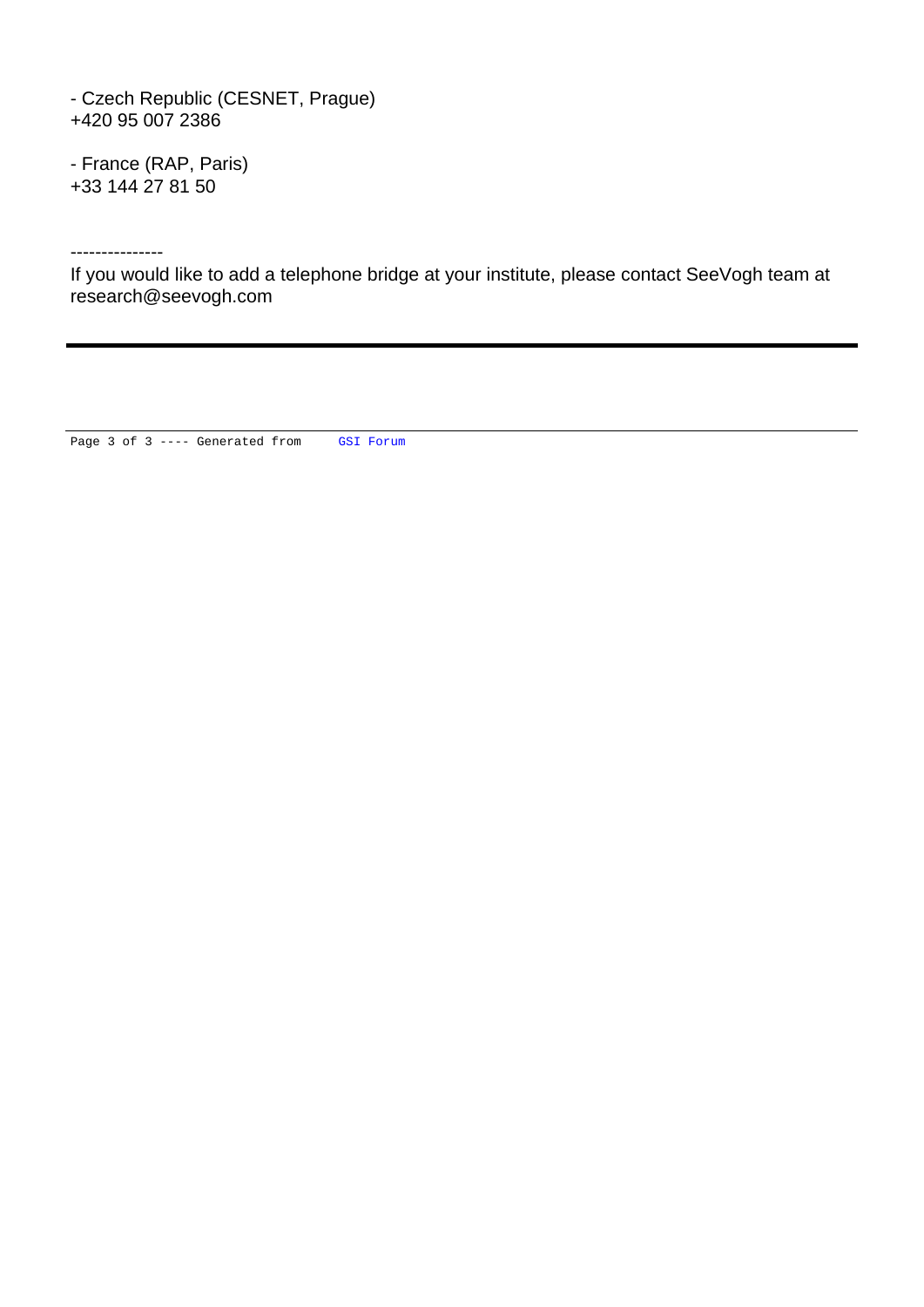- Czech Republic (CESNET, Prague)
+420 95 007 2386

- France (RAP, Paris)
+33 144 27 81 50

---------------

If you would like to add a telephone bridge at your institute, please contact SeeVogh team at research@seevogh.com

---